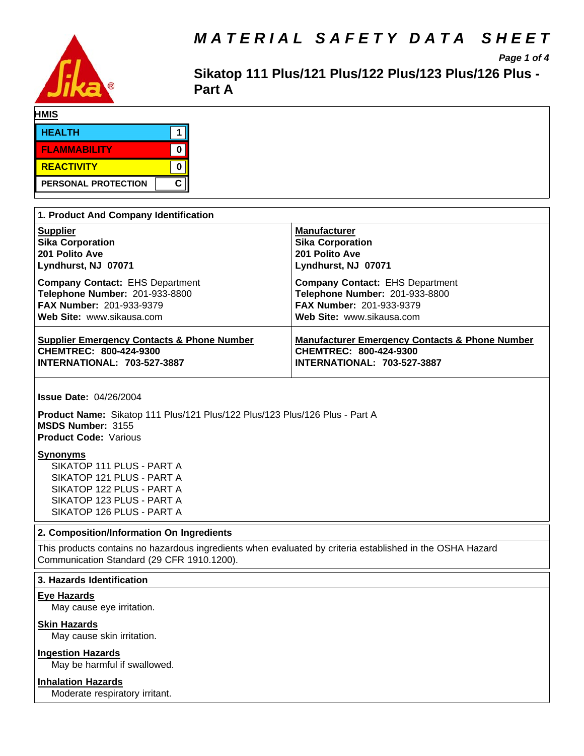# MATERIAL SAFETY DATA SHEET

## Sikatop 111 Plus/121 Plus/122 Plus/123 Plus/126 Plus - Part A

**HMIS**

| | |
|---|---|
| HEALTH | 1 |
| FLAMMABILITY | 0 |
| REACTIVITY | 0 |
| PERSONAL PROTECTION | C |

## 1. Product And Company Identification

**Supplier**
**Sika Corporation**
**201 Polito Ave**
**Lyndhurst, NJ 07071**

**Company Contact:** EHS Department
**Telephone Number:** 201-933-8800
**FAX Number:** 201-933-9379
**Web Site:** www.sikausa.com

**Manufacturer**
**Sika Corporation**
**201 Polito Ave**
**Lyndhurst, NJ 07071**

**Company Contact:** EHS Department
**Telephone Number:** 201-933-8800
**FAX Number:** 201-933-9379
**Web Site:** www.sikausa.com

**Supplier Emergency Contacts & Phone Number**
**CHEMTREC: 800-424-9300**
**INTERNATIONAL: 703-527-3887**

**Manufacturer Emergency Contacts & Phone Number**
**CHEMTREC: 800-424-9300**
**INTERNATIONAL: 703-527-3887**

**Issue Date:** 04/26/2004

**Product Name:** Sikatop 111 Plus/121 Plus/122 Plus/123 Plus/126 Plus - Part A
**MSDS Number:** 3155
**Product Code:** Various

**Synonyms**
SIKATOP 111 PLUS - PART A
SIKATOP 121 PLUS - PART A
SIKATOP 122 PLUS - PART A
SIKATOP 123 PLUS - PART A
SIKATOP 126 PLUS - PART A

## 2. Composition/Information On Ingredients

This products contains no hazardous ingredients when evaluated by criteria established in the OSHA Hazard Communication Standard (29 CFR 1910.1200).

## 3. Hazards Identification

**Eye Hazards**
May cause eye irritation.

**Skin Hazards**
May cause skin irritation.

**Ingestion Hazards**
May be harmful if swallowed.

**Inhalation Hazards**
Moderate respiratory irritant.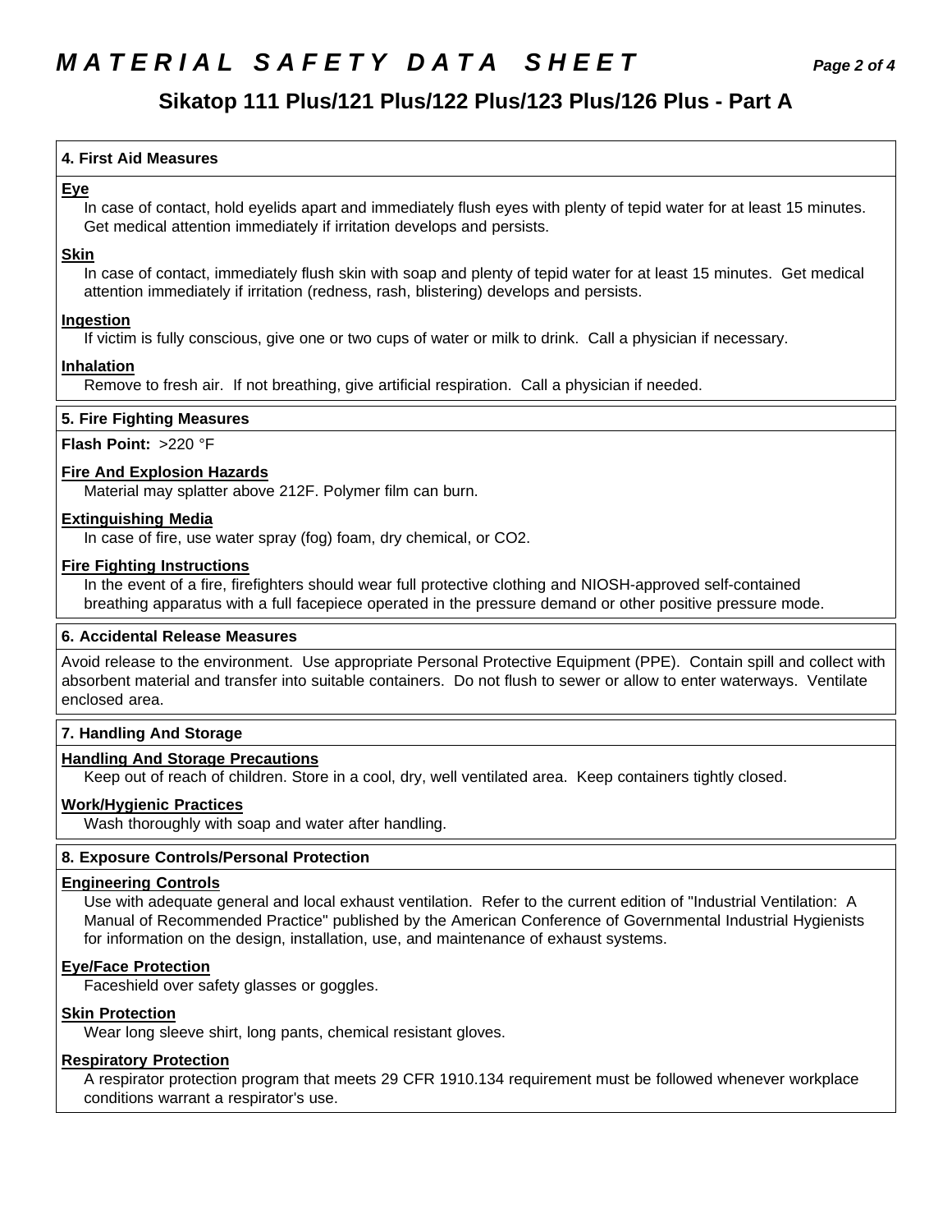## 4. First Aid Measures

**Eye**

In case of contact, hold eyelids apart and immediately flush eyes with plenty of tepid water for at least 15 minutes. Get medical attention immediately if irritation develops and persists.

**Skin**

In case of contact, immediately flush skin with soap and plenty of tepid water for at least 15 minutes. Get medical attention immediately if irritation (redness, rash, blistering) develops and persists.

**Ingestion**

If victim is fully conscious, give one or two cups of water or milk to drink. Call a physician if necessary.

**Inhalation**

Remove to fresh air. If not breathing, give artificial respiration. Call a physician if needed.

## 5. Fire Fighting Measures

**Flash Point:** >220 °F

**Fire And Explosion Hazards**

Material may splatter above 212F. Polymer film can burn.

**Extinguishing Media**

In case of fire, use water spray (fog) foam, dry chemical, or $CO_2$.

**Fire Fighting Instructions**

In the event of a fire, firefighters should wear full protective clothing and NIOSH-approved self-contained breathing apparatus with a full facepiece operated in the pressure demand or other positive pressure mode.

## 6. Accidental Release Measures

Avoid release to the environment. Use appropriate Personal Protective Equipment (PPE). Contain spill and collect with absorbent material and transfer into suitable containers. Do not flush to sewer or allow to enter waterways. Ventilate enclosed area.

## 7. Handling And Storage

**Handling And Storage Precautions**

Keep out of reach of children. Store in a cool, dry, well ventilated area. Keep containers tightly closed.

**Work/Hygienic Practices**

Wash thoroughly with soap and water after handling.

## 8. Exposure Controls/Personal Protection

**Engineering Controls**

Use with adequate general and local exhaust ventilation. Refer to the current edition of "Industrial Ventilation: A Manual of Recommended Practice" published by the American Conference of Governmental Industrial Hygienists for information on the design, installation, use, and maintenance of exhaust systems.

**Eye/Face Protection**

Faceshield over safety glasses or goggles.

**Skin Protection**

Wear long sleeve shirt, long pants, chemical resistant gloves.

**Respiratory Protection**

A respirator protection program that meets 29 CFR 1910.134 requirement must be followed whenever workplace conditions warrant a respirator's use.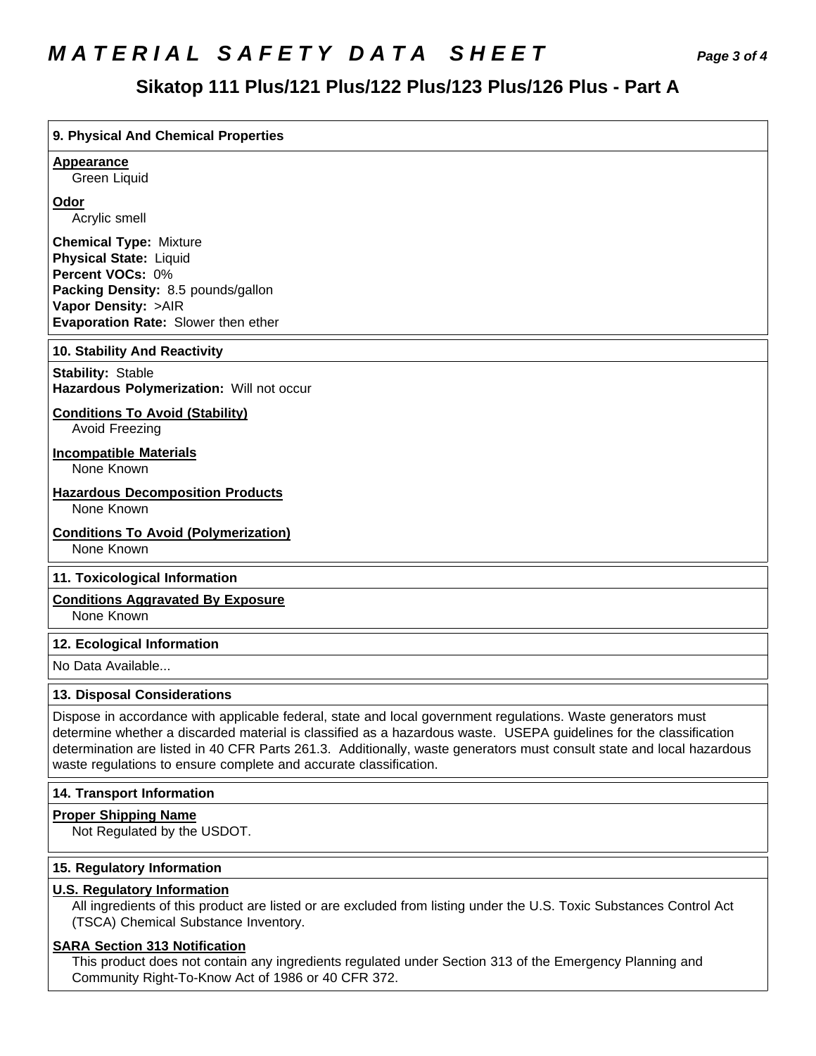# MATERIAL SAFETY DATA SHEET

## Sikatop 111 Plus/121 Plus/122 Plus/123 Plus/126 Plus - Part A

### 9. Physical And Chemical Properties

**Appearance**
Green Liquid

**Odor**
Acrylic smell

**Chemical Type:** Mixture
**Physical State:** Liquid
**Percent VOCs:** 0%
**Packing Density:** 8.5 pounds/gallon
**Vapor Density:** >AIR
**Evaporation Rate:** Slower then ether

### 10. Stability And Reactivity

**Stability:** Stable
**Hazardous Polymerization:** Will not occur

**Conditions To Avoid (Stability)**
Avoid Freezing

**Incompatible Materials**
None Known

**Hazardous Decomposition Products**
None Known

**Conditions To Avoid (Polymerization)**
None Known

### 11. Toxicological Information

**Conditions Aggravated By Exposure**
None Known

### 12. Ecological Information

No Data Available...

### 13. Disposal Considerations

Dispose in accordance with applicable federal, state and local government regulations. Waste generators must determine whether a discarded material is classified as a hazardous waste. USEPA guidelines for the classification determination are listed in 40 CFR Parts 261.3. Additionally, waste generators must consult state and local hazardous waste regulations to ensure complete and accurate classification.

### 14. Transport Information

**Proper Shipping Name**
Not Regulated by the USDOT.

### 15. Regulatory Information

**U.S. Regulatory Information**
All ingredients of this product are listed or are excluded from listing under the U.S. Toxic Substances Control Act (TSCA) Chemical Substance Inventory.

**SARA Section 313 Notification**
This product does not contain any ingredients regulated under Section 313 of the Emergency Planning and Community Right-To-Know Act of 1986 or 40 CFR 372.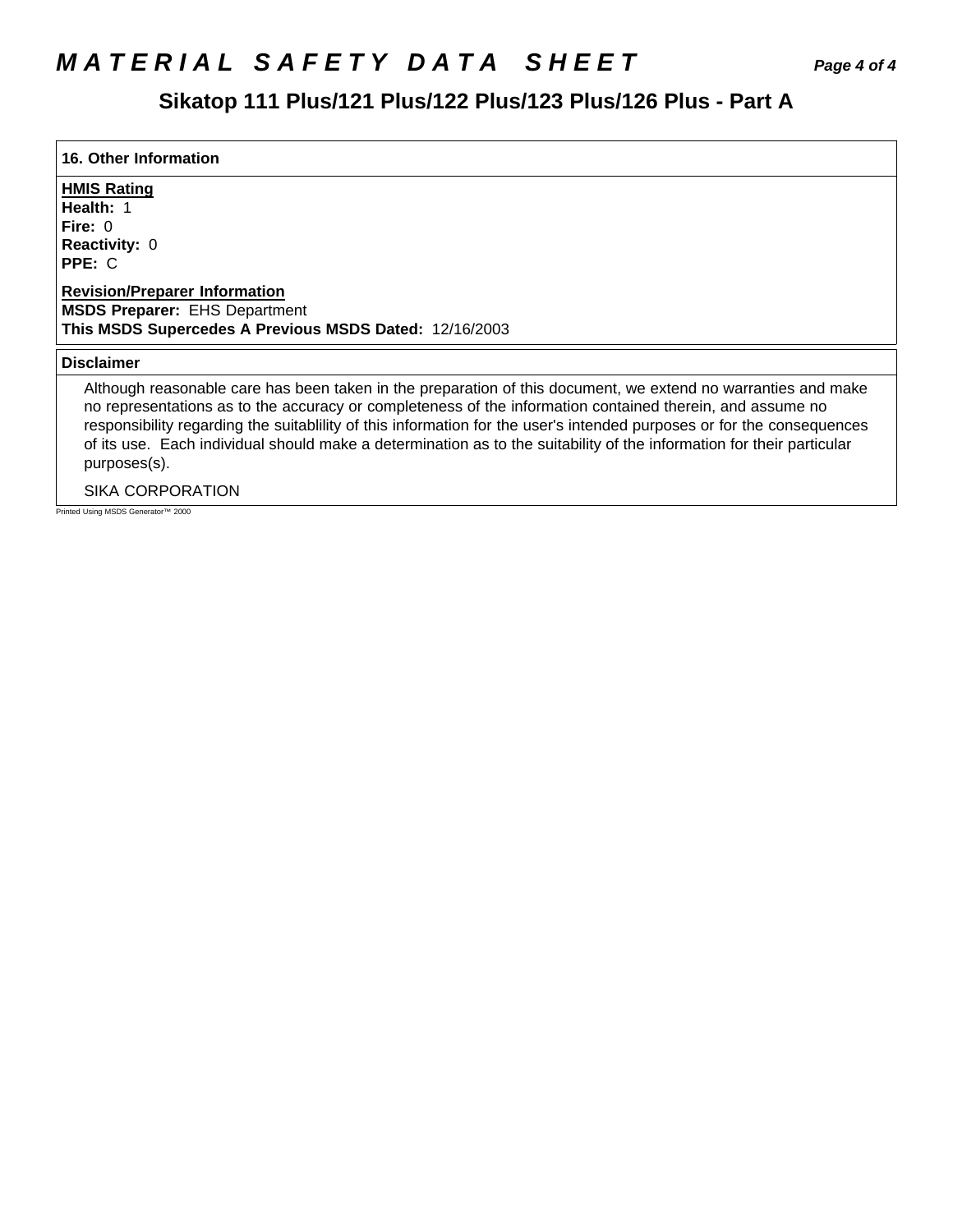## 16. Other Information

**HMIS Rating**

**Health:** 1
**Fire:** 0
**Reactivity:** 0
**PPE:** C

**Revision/Preparer Information**

**MSDS Preparer:** EHS Department
**This MSDS Supercedes A Previous MSDS Dated:** 12/16/2003

## Disclaimer

Although reasonable care has been taken in the preparation of this document, we extend no warranties and make no representations as to the accuracy or completeness of the information contained therein, and assume no responsibility regarding the suitablility of this information for the user's intended purposes or for the consequences of its use. Each individual should make a determination as to the suitability of the information for their particular purposes(s).

SIKA CORPORATION

Printed Using MSDS Generator™ 2000